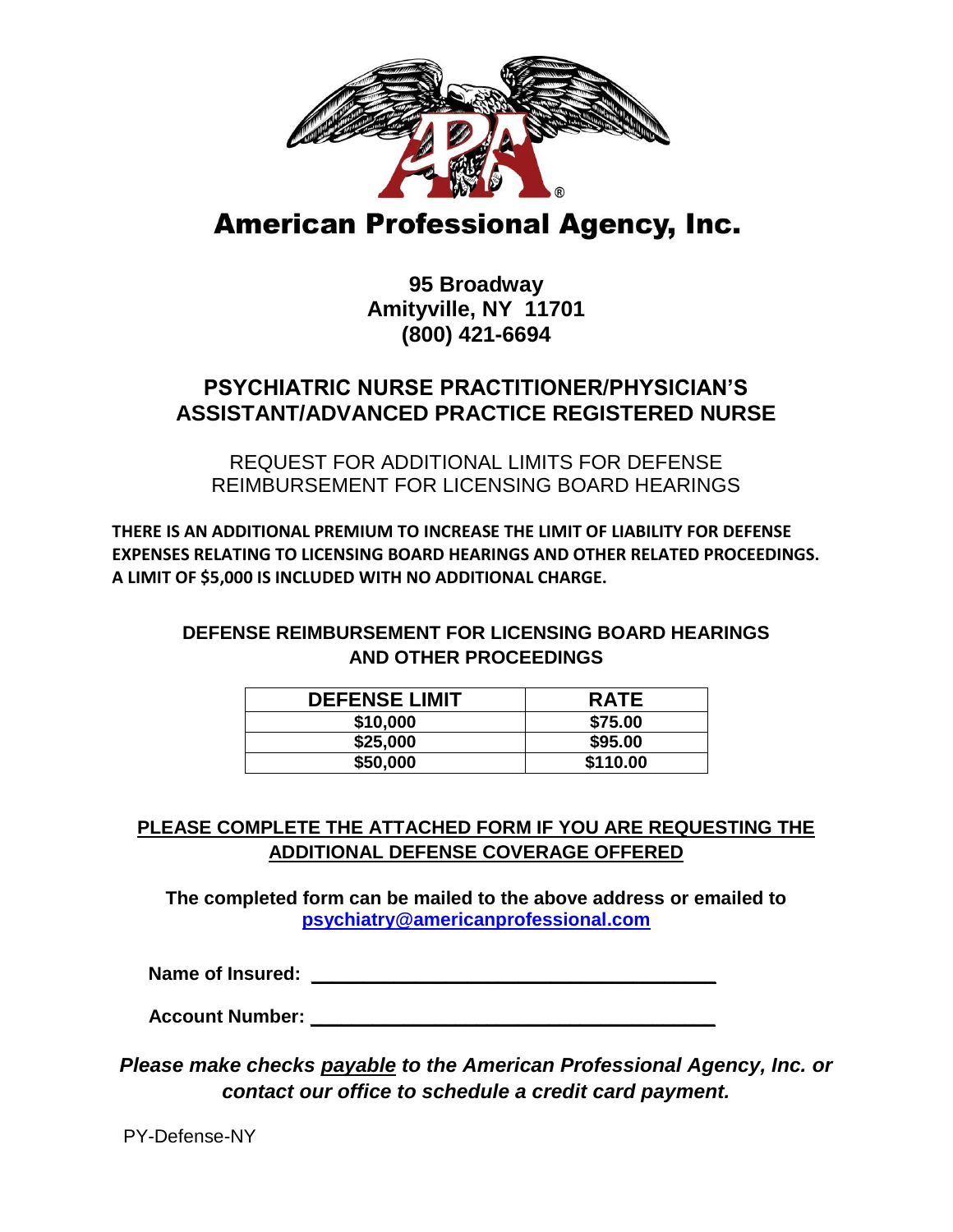# American Professional Agency, Inc.

**95 Broadway**
**Amityville, NY 11701**
**(800) 421-6694**

## PSYCHIATRIC NURSE PRACTITIONER/PHYSICIAN'S ASSISTANT/ADVANCED PRACTICE REGISTERED NURSE

REQUEST FOR ADDITIONAL LIMITS FOR DEFENSE REIMBURSEMENT FOR LICENSING BOARD HEARINGS

**THERE IS AN ADDITIONAL PREMIUM TO INCREASE THE LIMIT OF LIABILITY FOR DEFENSE EXPENSES RELATING TO LICENSING BOARD HEARINGS AND OTHER RELATED PROCEEDINGS. A LIMIT OF $5,000 IS INCLUDED WITH NO ADDITIONAL CHARGE.**

**DEFENSE REIMBURSEMENT FOR LICENSING BOARD HEARINGS AND OTHER PROCEEDINGS**

| DEFENSE LIMIT | RATE |
|---|---|
| $10,000 | $75.00 |
| $25,000 | $95.00 |
| $50,000 | $110.00 |

**PLEASE COMPLETE THE ATTACHED FORM IF YOU ARE REQUESTING THE ADDITIONAL DEFENSE COVERAGE OFFERED**

**The completed form can be mailed to the above address or emailed to psychiatry@americanprofessional.com**

**Name of Insured:** ________________________________________

**Account Number:** ________________________________________

***Please make checks payable to the American Professional Agency, Inc. or contact our office to schedule a credit card payment.***

PY-Defense-NY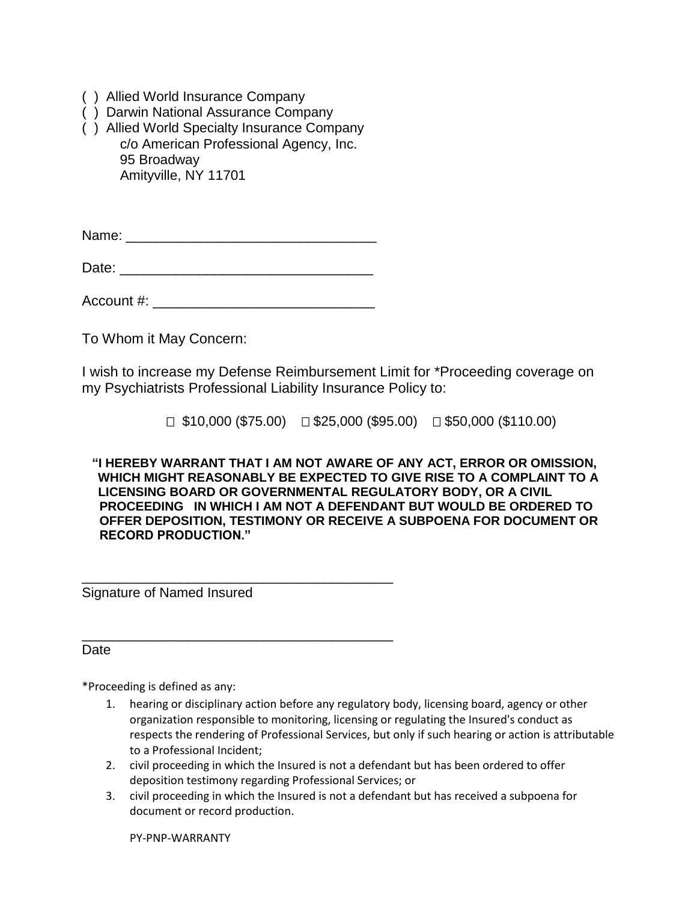( ) Allied World Insurance Company
( ) Darwin National Assurance Company
( ) Allied World Specialty Insurance Company
c/o American Professional Agency, Inc.
95 Broadway
Amityville, NY 11701

Name: ________________________________

Date: ________________________________

Account #: ____________________________

To Whom it May Concern:

I wish to increase my Defense Reimbursement Limit for *Proceeding coverage on my Psychiatrists Professional Liability Insurance Policy to:

☐ $10,000 ($75.00) ☐ $25,000 ($95.00) ☐ $50,000 ($110.00)

**"I HEREBY WARRANT THAT I AM NOT AWARE OF ANY ACT, ERROR OR OMISSION, WHICH MIGHT REASONABLY BE EXPECTED TO GIVE RISE TO A COMPLAINT TO A LICENSING BOARD OR GOVERNMENTAL REGULATORY BODY, OR A CIVIL PROCEEDING IN WHICH I AM NOT A DEFENDANT BUT WOULD BE ORDERED TO OFFER DEPOSITION, TESTIMONY OR RECEIVE A SUBPOENA FOR DOCUMENT OR RECORD PRODUCTION."**

_________________________________________
Signature of Named Insured

_________________________________________
Date

*Proceeding is defined as any:

1. hearing or disciplinary action before any regulatory body, licensing board, agency or other organization responsible to monitoring, licensing or regulating the Insured's conduct as respects the rendering of Professional Services, but only if such hearing or action is attributable to a Professional Incident;
2. civil proceeding in which the Insured is not a defendant but has been ordered to offer deposition testimony regarding Professional Services; or
3. civil proceeding in which the Insured is not a defendant but has received a subpoena for document or record production.

PY-PNP-WARRANTY